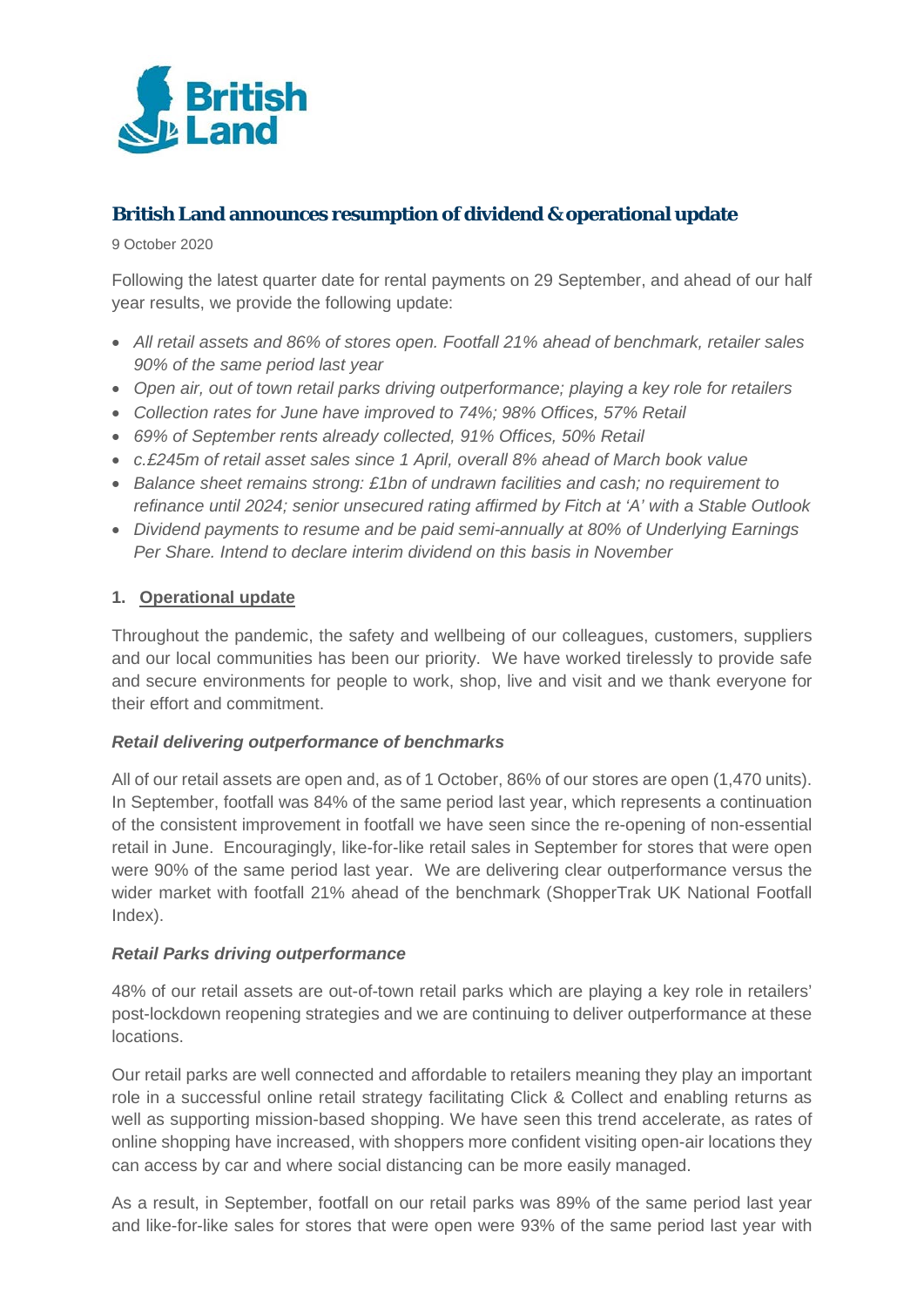# British Land announces resumption of dividend & operational update

9 October 2020

Following the latest quarter date for rental payments on 29 September, and ahead of our half year results, we provide the following update:

- *All retail assets and 86% of stores open. Footfall 21% ahead of benchmark, retailer sales 90% of the same period last year*
- *Open air, out of town retail parks driving outperformance; playing a key role for retailers*
- *Collection rates for June have improved to 74%; 98% Offices, 57% Retail*
- *69% of September rents already collected, 91% Offices, 50% Retail*
- *c.£245m of retail asset sales since 1 April, overall 8% ahead of March book value*
- *Balance sheet remains strong: £1bn of undrawn facilities and cash; no requirement to refinance until 2024; senior unsecured rating affirmed by Fitch at 'A' with a Stable Outlook*
- *Dividend payments to resume and be paid semi-annually at 80% of Underlying Earnings Per Share. Intend to declare interim dividend on this basis in November*

## 1. Operational update

Throughout the pandemic, the safety and wellbeing of our colleagues, customers, suppliers and our local communities has been our priority. We have worked tirelessly to provide safe and secure environments for people to work, shop, live and visit and we thank everyone for their effort and commitment.

### *Retail delivering outperformance of benchmarks*

All of our retail assets are open and, as of 1 October, 86% of our stores are open (1,470 units). In September, footfall was 84% of the same period last year, which represents a continuation of the consistent improvement in footfall we have seen since the re-opening of non-essential retail in June. Encouragingly, like-for-like retail sales in September for stores that were open were 90% of the same period last year. We are delivering clear outperformance versus the wider market with footfall 21% ahead of the benchmark (ShopperTrak UK National Footfall Index).

### *Retail Parks driving outperformance*

48% of our retail assets are out-of-town retail parks which are playing a key role in retailers' post-lockdown reopening strategies and we are continuing to deliver outperformance at these locations.

Our retail parks are well connected and affordable to retailers meaning they play an important role in a successful online retail strategy facilitating Click & Collect and enabling returns as well as supporting mission-based shopping. We have seen this trend accelerate, as rates of online shopping have increased, with shoppers more confident visiting open-air locations they can access by car and where social distancing can be more easily managed.

As a result, in September, footfall on our retail parks was 89% of the same period last year and like-for-like sales for stores that were open were 93% of the same period last year with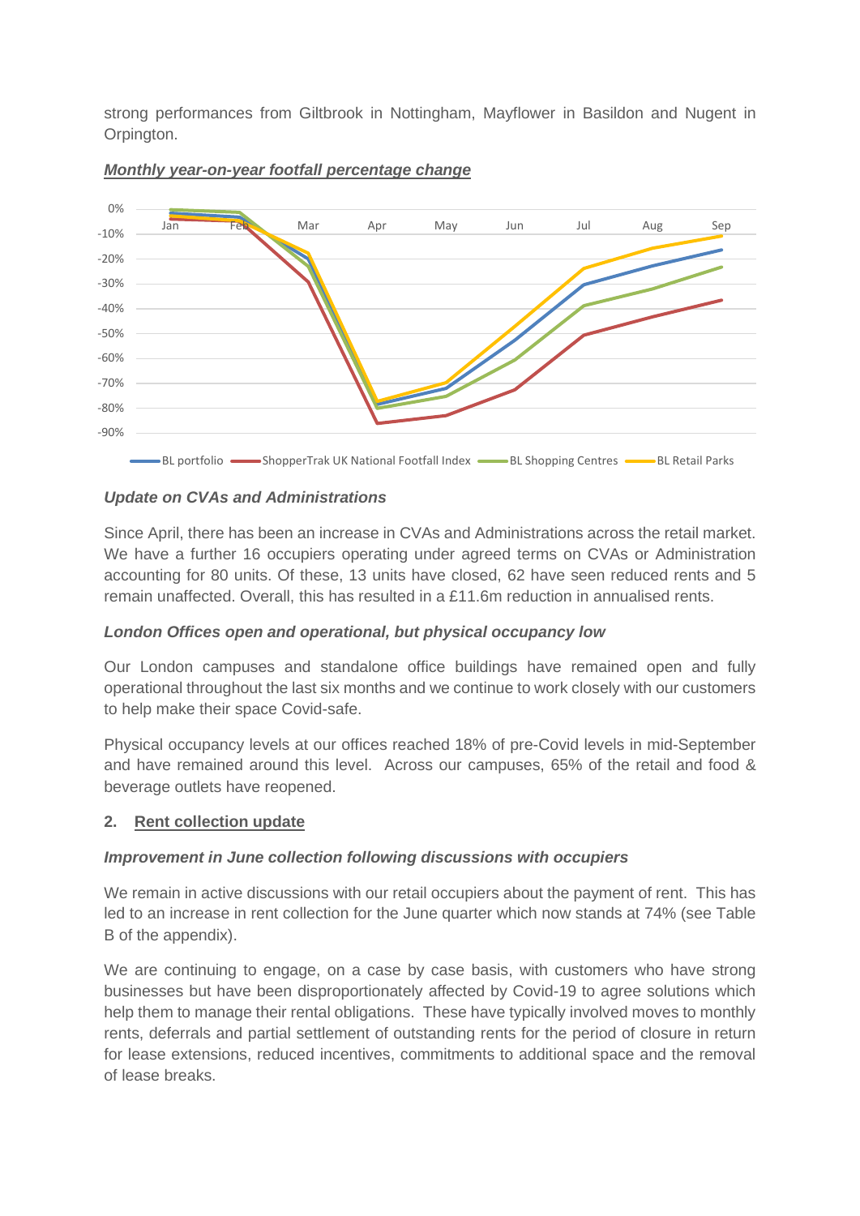strong performances from Giltbrook in Nottingham, Mayflower in Basildon and Nugent in Orpington.

***Monthly year-on-year footfall percentage change***

***Update on CVAs and Administrations***

Since April, there has been an increase in CVAs and Administrations across the retail market. We have a further 16 occupiers operating under agreed terms on CVAs or Administration accounting for 80 units. Of these, 13 units have closed, 62 have seen reduced rents and 5 remain unaffected. Overall, this has resulted in a £11.6m reduction in annualised rents.

***London Offices open and operational, but physical occupancy low***

Our London campuses and standalone office buildings have remained open and fully operational throughout the last six months and we continue to work closely with our customers to help make their space Covid-safe.

Physical occupancy levels at our offices reached 18% of pre-Covid levels in mid-September and have remained around this level. Across our campuses, 65% of the retail and food & beverage outlets have reopened.

## 2. Rent collection update

***Improvement in June collection following discussions with occupiers***

We remain in active discussions with our retail occupiers about the payment of rent. This has led to an increase in rent collection for the June quarter which now stands at 74% (see Table B of the appendix).

We are continuing to engage, on a case by case basis, with customers who have strong businesses but have been disproportionately affected by Covid-19 to agree solutions which help them to manage their rental obligations. These have typically involved moves to monthly rents, deferrals and partial settlement of outstanding rents for the period of closure in return for lease extensions, reduced incentives, commitments to additional space and the removal of lease breaks.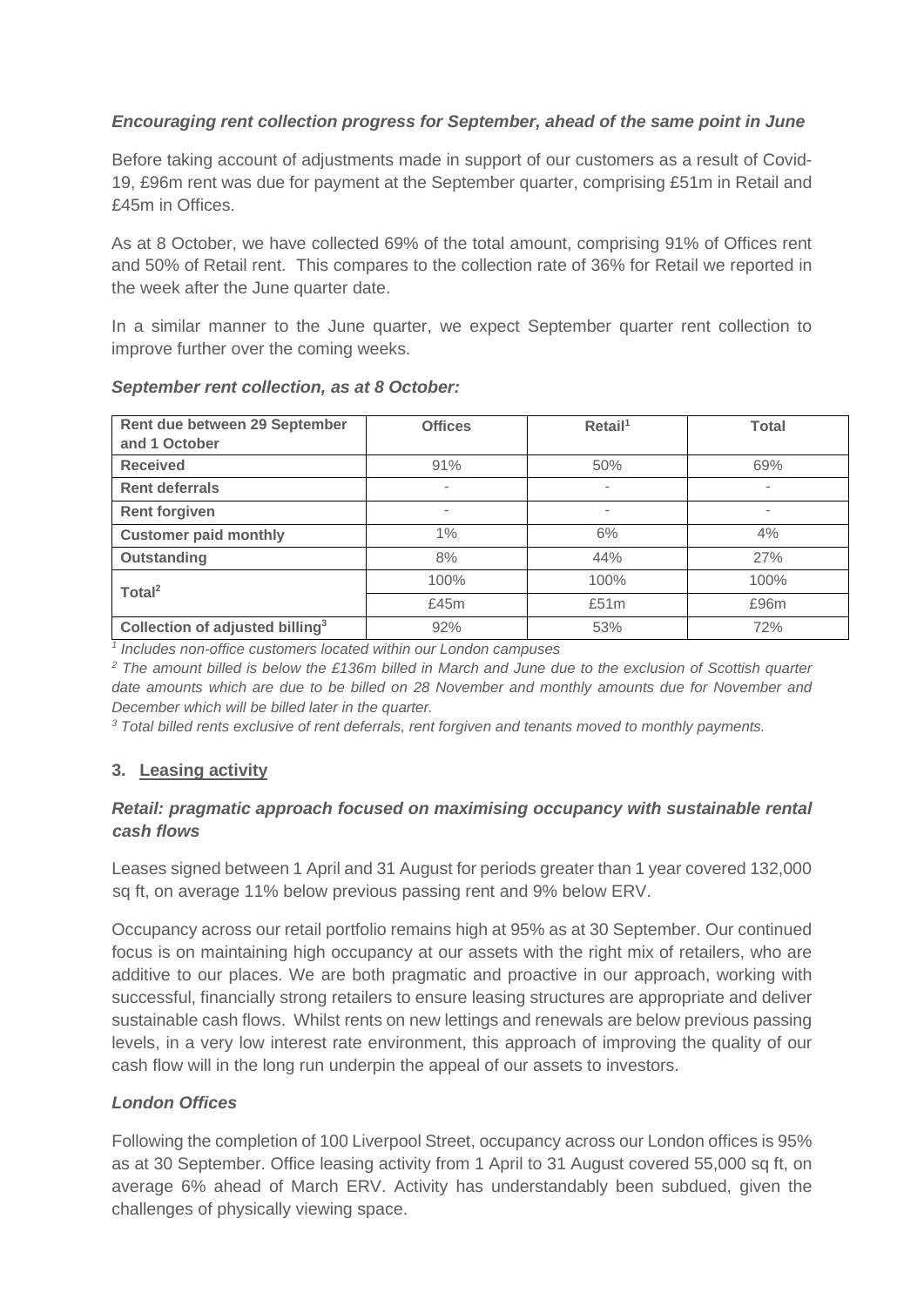*Encouraging rent collection progress for September, ahead of the same point in June*

Before taking account of adjustments made in support of our customers as a result of Covid-19, £96m rent was due for payment at the September quarter, comprising £51m in Retail and £45m in Offices.

As at 8 October, we have collected 69% of the total amount, comprising 91% of Offices rent and 50% of Retail rent. This compares to the collection rate of 36% for Retail we reported in the week after the June quarter date.

In a similar manner to the June quarter, we expect September quarter rent collection to improve further over the coming weeks.

*September rent collection, as at 8 October:*

| Rent due between 29 September and 1 October | Offices | Retail[1] | Total |
|---|---|---|---|
| **Received** | 91% | 50% | 69% |
| **Rent deferrals** | - | - | - |
| **Rent forgiven** | - | - | - |
| **Customer paid monthly** | 1% | 6% | 4% |
| **Outstanding** | 8% | 44% | 27% |
| **Total[2]** | 100% | 100% | 100% |
| | £45m | £51m | £96m |
| **Collection of adjusted billing[3]** | 92% | 53% | 72% |

*[1] Includes non-office customers located within our London campuses*

*[2] The amount billed is below the £136m billed in March and June due to the exclusion of Scottish quarter date amounts which are due to be billed on 28 November and monthly amounts due for November and December which will be billed later in the quarter.*

*[3] Total billed rents exclusive of rent deferrals, rent forgiven and tenants moved to monthly payments.*

## 3. Leasing activity

***Retail: pragmatic approach focused on maximising occupancy with sustainable rental cash flows***

Leases signed between 1 April and 31 August for periods greater than 1 year covered 132,000 sq ft, on average 11% below previous passing rent and 9% below ERV.

Occupancy across our retail portfolio remains high at 95% as at 30 September. Our continued focus is on maintaining high occupancy at our assets with the right mix of retailers, who are additive to our places. We are both pragmatic and proactive in our approach, working with successful, financially strong retailers to ensure leasing structures are appropriate and deliver sustainable cash flows. Whilst rents on new lettings and renewals are below previous passing levels, in a very low interest rate environment, this approach of improving the quality of our cash flow will in the long run underpin the appeal of our assets to investors.

***London Offices***

Following the completion of 100 Liverpool Street, occupancy across our London offices is 95% as at 30 September. Office leasing activity from 1 April to 31 August covered 55,000 sq ft, on average 6% ahead of March ERV. Activity has understandably been subdued, given the challenges of physically viewing space.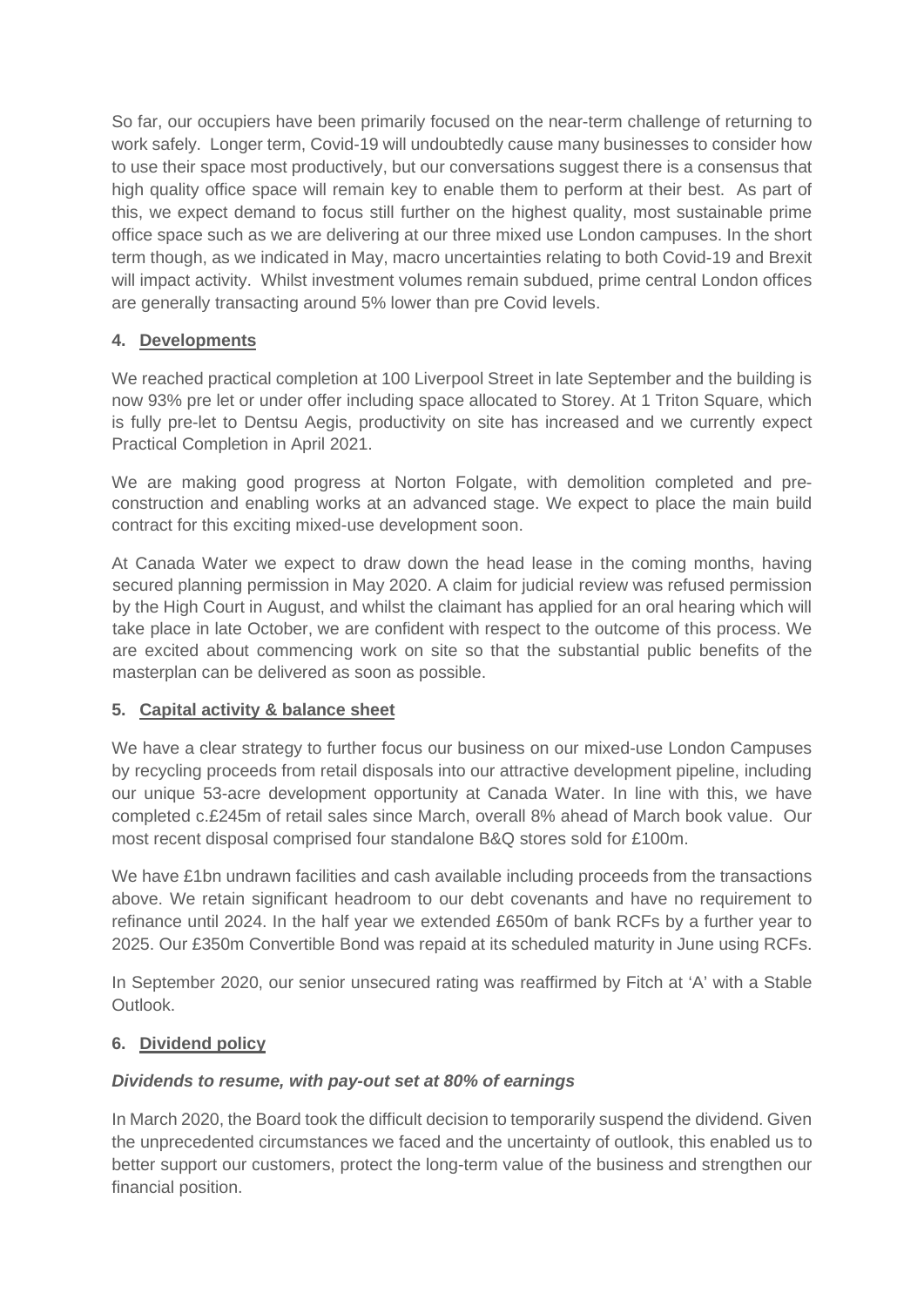So far, our occupiers have been primarily focused on the near-term challenge of returning to work safely. Longer term, Covid-19 will undoubtedly cause many businesses to consider how to use their space most productively, but our conversations suggest there is a consensus that high quality office space will remain key to enable them to perform at their best. As part of this, we expect demand to focus still further on the highest quality, most sustainable prime office space such as we are delivering at our three mixed use London campuses. In the short term though, as we indicated in May, macro uncertainties relating to both Covid-19 and Brexit will impact activity. Whilst investment volumes remain subdued, prime central London offices are generally transacting around 5% lower than pre Covid levels.

## 4. Developments

We reached practical completion at 100 Liverpool Street in late September and the building is now 93% pre let or under offer including space allocated to Storey. At 1 Triton Square, which is fully pre-let to Dentsu Aegis, productivity on site has increased and we currently expect Practical Completion in April 2021.

We are making good progress at Norton Folgate, with demolition completed and pre-construction and enabling works at an advanced stage. We expect to place the main build contract for this exciting mixed-use development soon.

At Canada Water we expect to draw down the head lease in the coming months, having secured planning permission in May 2020. A claim for judicial review was refused permission by the High Court in August, and whilst the claimant has applied for an oral hearing which will take place in late October, we are confident with respect to the outcome of this process. We are excited about commencing work on site so that the substantial public benefits of the masterplan can be delivered as soon as possible.

## 5. Capital activity & balance sheet

We have a clear strategy to further focus our business on our mixed-use London Campuses by recycling proceeds from retail disposals into our attractive development pipeline, including our unique 53-acre development opportunity at Canada Water. In line with this, we have completed c.£245m of retail sales since March, overall 8% ahead of March book value. Our most recent disposal comprised four standalone B&Q stores sold for £100m.

We have £1bn undrawn facilities and cash available including proceeds from the transactions above. We retain significant headroom to our debt covenants and have no requirement to refinance until 2024. In the half year we extended £650m of bank RCFs by a further year to 2025. Our £350m Convertible Bond was repaid at its scheduled maturity in June using RCFs.

In September 2020, our senior unsecured rating was reaffirmed by Fitch at 'A' with a Stable Outlook.

## 6. Dividend policy

***Dividends to resume, with pay-out set at 80% of earnings***

In March 2020, the Board took the difficult decision to temporarily suspend the dividend. Given the unprecedented circumstances we faced and the uncertainty of outlook, this enabled us to better support our customers, protect the long-term value of the business and strengthen our financial position.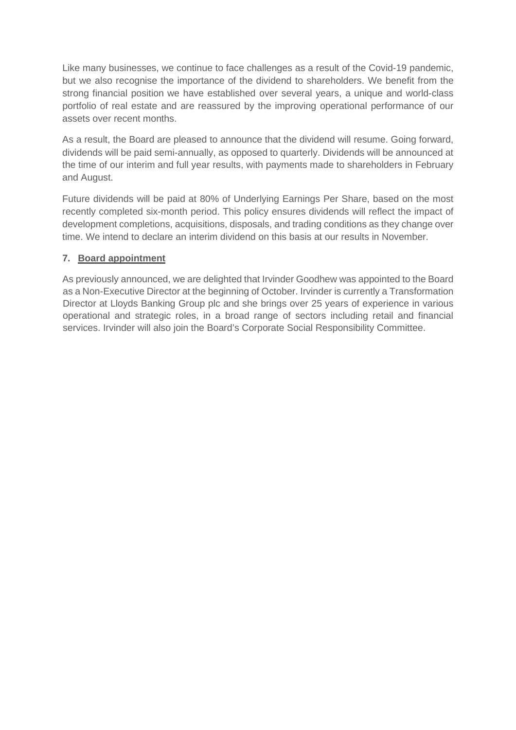Like many businesses, we continue to face challenges as a result of the Covid-19 pandemic, but we also recognise the importance of the dividend to shareholders. We benefit from the strong financial position we have established over several years, a unique and world-class portfolio of real estate and are reassured by the improving operational performance of our assets over recent months.

As a result, the Board are pleased to announce that the dividend will resume. Going forward, dividends will be paid semi-annually, as opposed to quarterly. Dividends will be announced at the time of our interim and full year results, with payments made to shareholders in February and August.

Future dividends will be paid at 80% of Underlying Earnings Per Share, based on the most recently completed six-month period. This policy ensures dividends will reflect the impact of development completions, acquisitions, disposals, and trading conditions as they change over time. We intend to declare an interim dividend on this basis at our results in November.

## 7. Board appointment

As previously announced, we are delighted that Irvinder Goodhew was appointed to the Board as a Non-Executive Director at the beginning of October. Irvinder is currently a Transformation Director at Lloyds Banking Group plc and she brings over 25 years of experience in various operational and strategic roles, in a broad range of sectors including retail and financial services. Irvinder will also join the Board's Corporate Social Responsibility Committee.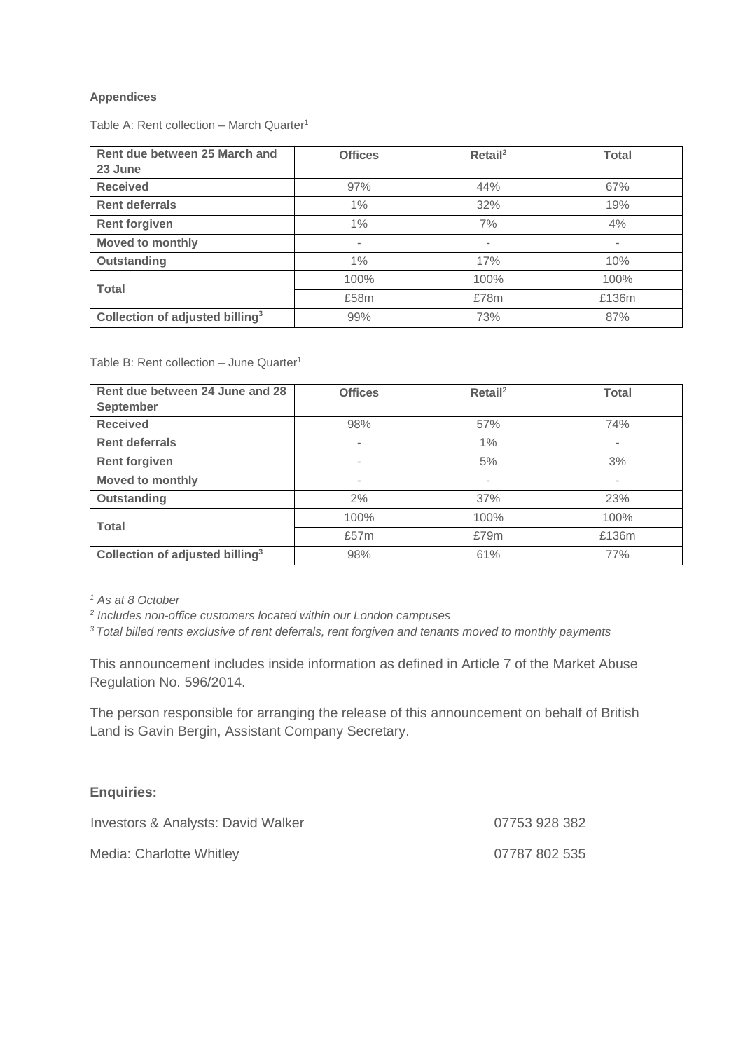**Appendices**

Table A: Rent collection – March Quarter[1]

| Rent due between 25 March and 23 June | Offices | Retail[2] | Total |
|---|---|---|---|
| **Received** | 97% | 44% | 67% |
| **Rent deferrals** | 1% | 32% | 19% |
| **Rent forgiven** | 1% | 7% | 4% |
| **Moved to monthly** | - | - | - |
| **Outstanding** | 1% | 17% | 10% |
| **Total** | 100% | 100% | 100% |
| | £58m | £78m | £136m |
| **Collection of adjusted billing[3]** | 99% | 73% | 87% |

Table B: Rent collection – June Quarter[1]

| Rent due between 24 June and 28 September | Offices | Retail[2] | Total |
|---|---|---|---|
| **Received** | 98% | 57% | 74% |
| **Rent deferrals** | - | 1% | - |
| **Rent forgiven** | - | 5% | 3% |
| **Moved to monthly** | - | - | - |
| **Outstanding** | 2% | 37% | 23% |
| **Total** | 100% | 100% | 100% |
| | £57m | £79m | £136m |
| **Collection of adjusted billing[3]** | 98% | 61% | 77% |

*[1] As at 8 October*
*[2] Includes non-office customers located within our London campuses*
*[3] Total billed rents exclusive of rent deferrals, rent forgiven and tenants moved to monthly payments*

This announcement includes inside information as defined in Article 7 of the Market Abuse Regulation No. 596/2014.

The person responsible for arranging the release of this announcement on behalf of British Land is Gavin Bergin, Assistant Company Secretary.

**Enquiries:**

Investors & Analysts: David Walker 07753 928 382

Media: Charlotte Whitley 07787 802 535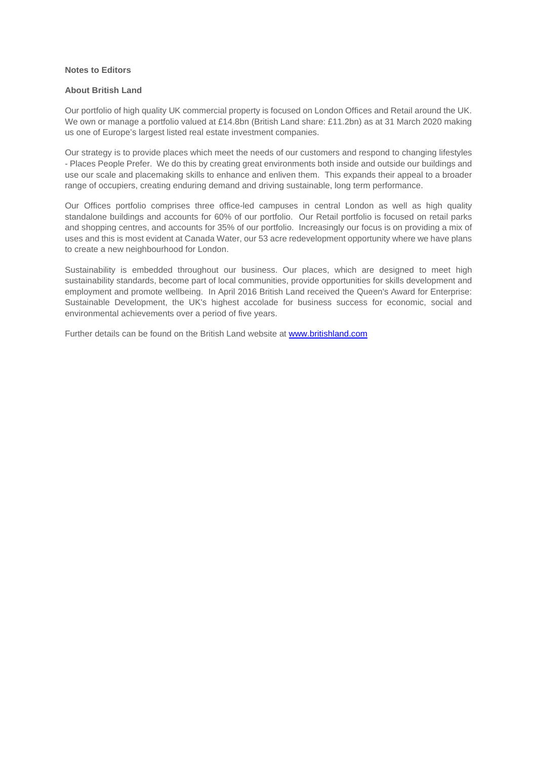**Notes to Editors**

**About British Land**

Our portfolio of high quality UK commercial property is focused on London Offices and Retail around the UK. We own or manage a portfolio valued at £14.8bn (British Land share: £11.2bn) as at 31 March 2020 making us one of Europe's largest listed real estate investment companies.

Our strategy is to provide places which meet the needs of our customers and respond to changing lifestyles - Places People Prefer. We do this by creating great environments both inside and outside our buildings and use our scale and placemaking skills to enhance and enliven them. This expands their appeal to a broader range of occupiers, creating enduring demand and driving sustainable, long term performance.

Our Offices portfolio comprises three office-led campuses in central London as well as high quality standalone buildings and accounts for 60% of our portfolio. Our Retail portfolio is focused on retail parks and shopping centres, and accounts for 35% of our portfolio. Increasingly our focus is on providing a mix of uses and this is most evident at Canada Water, our 53 acre redevelopment opportunity where we have plans to create a new neighbourhood for London.

Sustainability is embedded throughout our business. Our places, which are designed to meet high sustainability standards, become part of local communities, provide opportunities for skills development and employment and promote wellbeing. In April 2016 British Land received the Queen's Award for Enterprise: Sustainable Development, the UK's highest accolade for business success for economic, social and environmental achievements over a period of five years.

Further details can be found on the British Land website at [www.britishland.com](http://www.britishland.com)